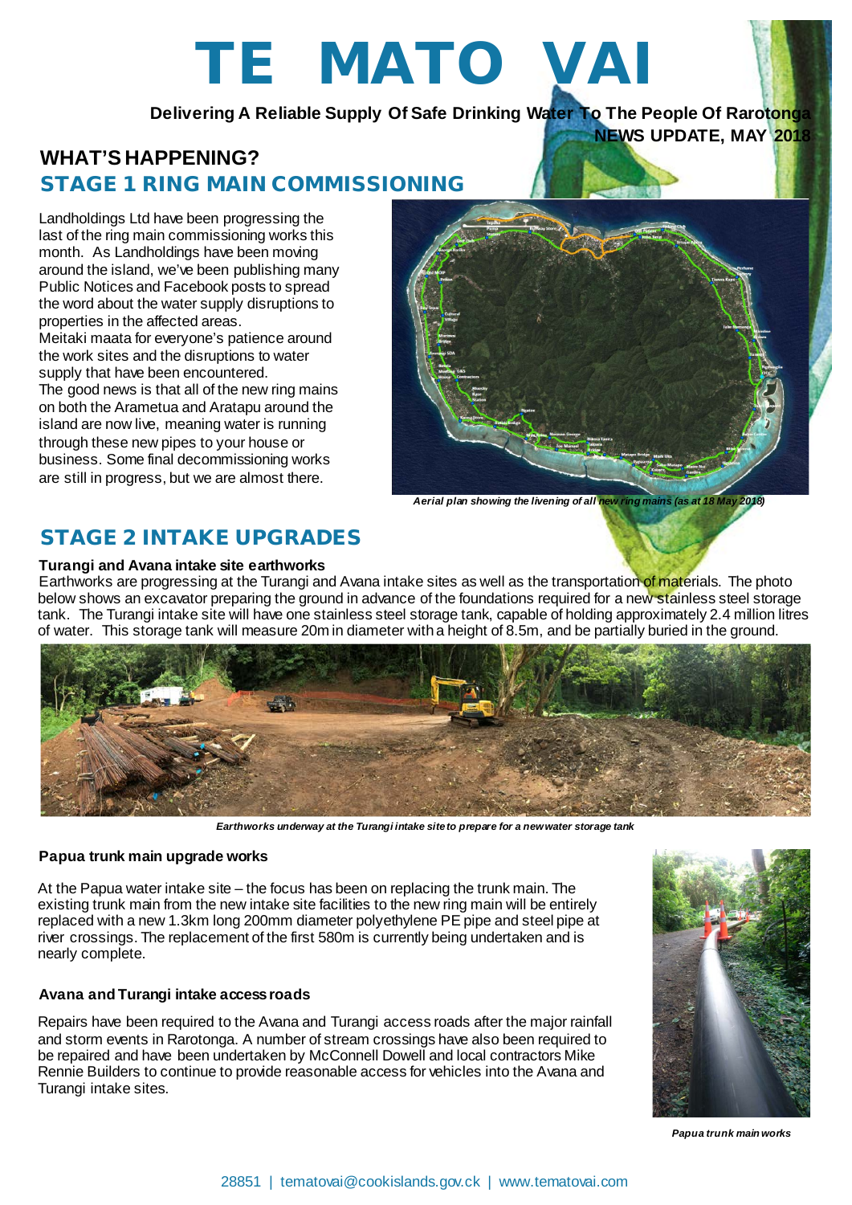# TE MATO VAI

**Delivering A Reliable Supply Of Safe Drinking Water To The People Of Rarotonga**

**NEWS UPDATE, MAY 2018**

## WHAT'S HAPPENING?

## STAGE 1 RING MAIN COMMISSIONING

Landholdings Ltd have been progressing the last of the ring main commissioning works this month. As Landholdings have been moving around the island, we've been publishing many Public Notices and Facebook posts to spread the word about the water supply disruptions to properties in the affected areas.

Meitaki maata for everyone's patience around the work sites and the disruptions to water supply that have been encountered.

The good news is that all of the new ring mains on both the Arametua and Aratapu around the island are now live, meaning water is running through these new pipes to your house or business. Some final decommissioning works are still in progress, but we are almost there.

*Aerial plan showing the livening of all new ring mains (as at 18 May 2018)*

## STAGE 2 INTAKE UPGRADES

### Turangi and Avana intake site earthworks

Earthworks are progressing at the Turangi and Avana intake sites as well as the transportation of materials. The photo below shows an excavator preparing the ground in advance of the foundations required for a new stainless steel storage tank. The Turangi intake site will have one stainless steel storage tank, capable of holding approximately 2.4 million litres of water. This storage tank will measure 20m in diameter with a height of 8.5m, and be partially buried in the ground.

*Earthworks underway at the Turangi intake site to prepare for a new water storage tank*

### Papua trunk main upgrade works

At the Papua water intake site – the focus has been on replacing the trunk main. The existing trunk main from the new intake site facilities to the new ring main will be entirely replaced with a new 1.3km long 200mm diameter polyethylene PE pipe and steel pipe at river crossings. The replacement of the first 580m is currently being undertaken and is nearly complete.

### Avana and Turangi intake access roads

Repairs have been required to the Avana and Turangi access roads after the major rainfall and storm events in Rarotonga. A number of stream crossings have also been required to be repaired and have been undertaken by McConnell Dowell and local contractors Mike Rennie Builders to continue to provide reasonable access for vehicles into the Avana and Turangi intake sites.

*Papua trunk main works*

28851 | tematovai@cookislands.gov.ck | www.tematovai.com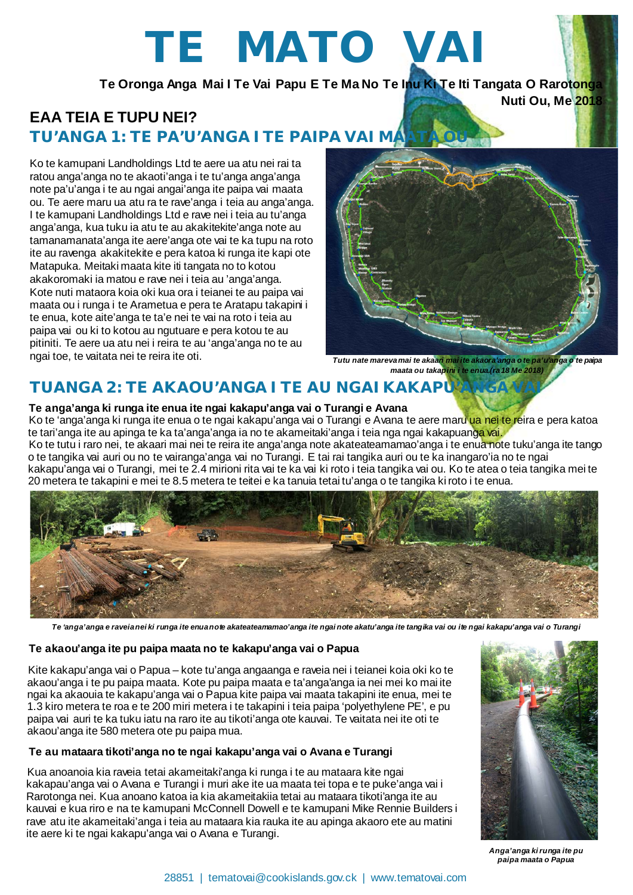# TE MATO VAI

**Te Oronga Anga Mai I Te Vai Papu E Te Ma No Te Inu Ki Te Iti Tangata O Rarotonga**

**Nuti Ou, Me 2018**

## EAA TEIA E TUPU NEI?

## TU'ANGA 1: TE PA'U'ANGA I TE PAIPA VAI MAATA OU

Ko te kamupani Landholdings Ltd te aere ua atu nei rai ta ratou anga'anga no te akaoti'anga i te tu'anga anga'anga note pa'u'anga i te au ngai angai'anga ite paipa vai maata ou. Te aere maru ua atu ra te rave'anga i teia au anga'anga. I te kamupani Landholdings Ltd e rave nei i teia au tu'anga anga'anga, kua tuku ia atu te au akakitekite'anga note au tamanamanata'anga ite aere'anga ote vai te ka tupu na roto ite au ravenga akakitekite e pera katoa ki runga ite kapi ote Matapuka. Meitaki maata kite iti tangata no to kotou akakoromaki ia matou e rave nei i teia au 'anga'anga. Kote nuti mataora koia oki kua ora i teianei te au paipa vai maata ou i runga i te Arametua e pera te Aratapu takapini i te enua, kote aite'anga te ta'e nei te vai na roto i teia au paipa vai ou ki to kotou au ngutuare e pera kotou te au pitiniti. Te aere ua atu nei i reira te au 'anga'anga no te au ngai toe, te vaitata nei te reira ite oti.

*Tutu nate mareva mai te akaari mai ite akaora'anga o te pa'u'anga o te paipa maata ou takapini i te enua.(ra 18 Me 2018)*

## TUANGA 2: TE AKAOU'ANGA I TE AU NGAI KAKAPU'ANGA VAI

**Te anga'anga ki runga ite enua ite ngai kakapu'anga vai o Turangi e Avana**

Ko te 'anga'anga ki runga ite enua o te ngai kakapu'anga vai o Turangi e Avana te aere maru ua nei te reira e pera katoa te tari'anga ite au apinga te ka ta'anga'anga ia no te akameitaki'anga i teia nga ngai kakapuanga vai.

Ko te tutu i raro nei, te akaari mai nei te reira ite anga'anga note akateateamamao'anga i te enua note tuku'anga ite tango o te tangika vai auri ou no te vairanga'anga vai no Turangi. E tai rai tangika auri ou te ka inangaro'ia no te ngai kakapu'anga vai o Turangi, mei te 2.4 mirioni rita vai te ka vai ki roto i teia tangika vai ou. Ko te atea o teia tangika mei te 20 metera te takapini e mei te 8.5 metera te teitei e ka tanuia tetai tu'anga o te tangika ki roto i te enua.

*Te 'anga'anga e raveia nei ki runga ite enua note akateateamamao'anga ite ngai note akatu'anga ite tangika vai ou i te ngai kakapu'anga vai o Turangi*

**Te akaou'anga ite pu paipa maata no te kakapu'anga vai o Papua**

Kite kakapu'anga vai o Papua – kote tu'anga angaanga e raveia nei i teianei koia oki ko te akaou'anga i te pu paipa maata. Kote pu paipa maata e ta'anga'anga ia nei mei ko mai ite ngai ka akaouia te kakapu'anga vai o Papua kite paipa vai maata takapini ite enua, mei te 1.3 kiro metera te roa e te 200 miri metera i te takapini i teia paipa 'polyethylene PE', e pu paipa vai auri te ka tuku iatu na raro ite au tikoti'anga ote kauvai. Te vaitata nei ite oti te akaou'anga ite 580 metera ote pu paipa mua.

**Te au mataara tikoti'anga no te ngai kakapu'anga vai o Avana e Turangi**

Kua anoanoia kia raveia tetai akameitaki'anga ki runga i te au mataara kite ngai kakapau'anga vai o Avana e Turangi i muri ake ite ua maata tei topa e te puke'anga vai i Rarotonga nei. Kua anoano katoa ia kia akameitakiia tetai au mataara tikoti'anga ite au kauvai e kua riro e na te kamupani McConnell Dowell e te kamupani Mike Rennie Builders i rave atu ite akameitaki'anga i teia au mataara kia rauka ite au apinga akaoro ete au matini ite aere ki te ngai kakapu'anga vai o Avana e Turangi.

*Anga'anga ki runga ite pu paipa maata o Papua*

28851 | tematovai@cookislands.gov.ck | www.tematovai.com